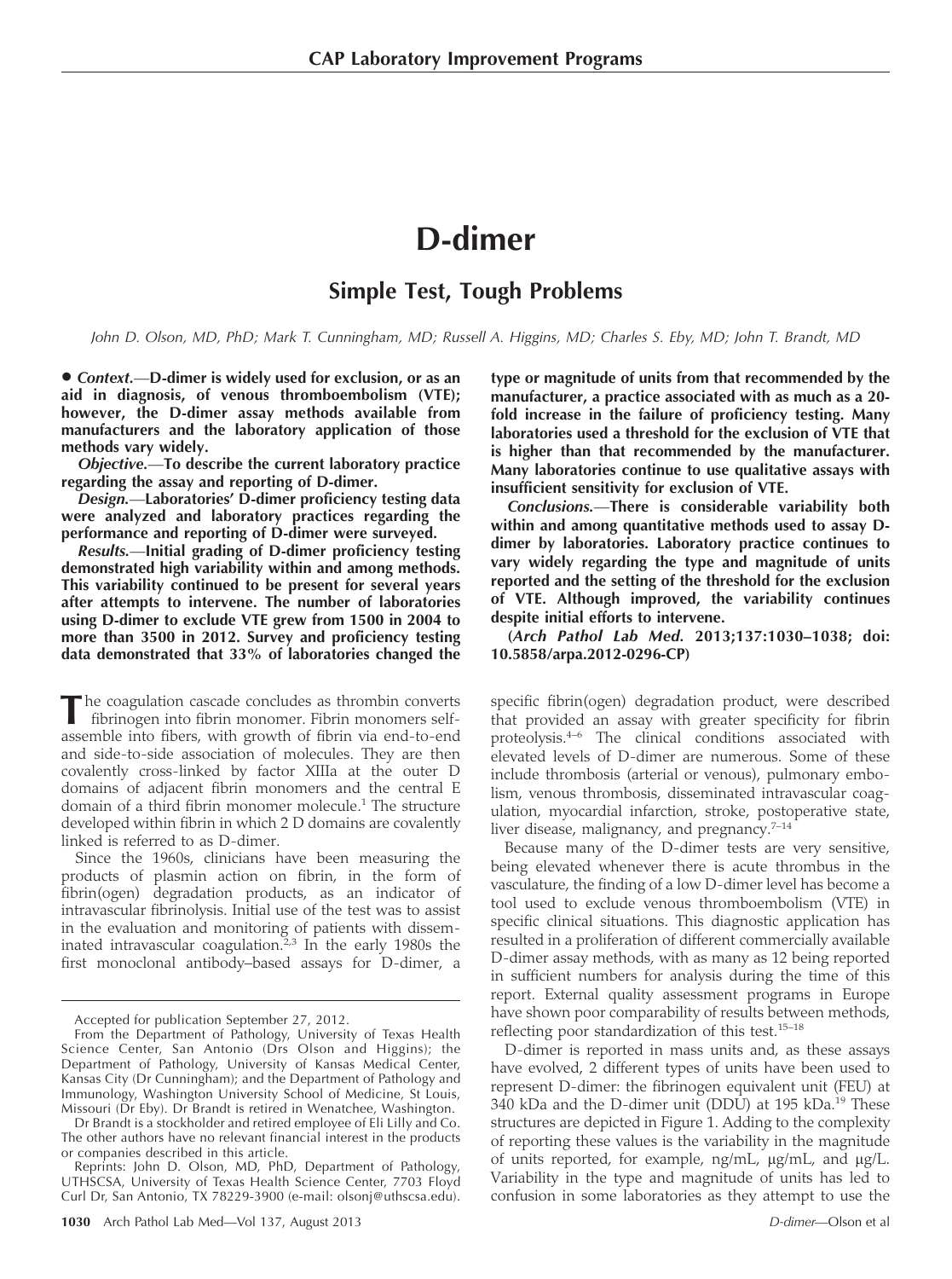# D-dimer

## Simple Test, Tough Problems

*John D. Olson, MD, PhD; Mark T. Cunningham, MD; Russell A. Higgins, MD; Charles S. Eby, MD; John T. Brandt, MD*

• ***Context.***—**D-dimer is widely used for exclusion, or as an aid in diagnosis, of venous thromboembolism (VTE); however, the D-dimer assay methods available from manufacturers and the laboratory application of those methods vary widely.**

***Objective.***—**To describe the current laboratory practice regarding the assay and reporting of D-dimer.**

***Design.***—**Laboratories' D-dimer proficiency testing data were analyzed and laboratory practices regarding the performance and reporting of D-dimer were surveyed.**

***Results.***—**Initial grading of D-dimer proficiency testing demonstrated high variability within and among methods. This variability continued to be present for several years after attempts to intervene. The number of laboratories using D-dimer to exclude VTE grew from 1500 in 2004 to more than 3500 in 2012. Survey and proficiency testing data demonstrated that 33% of laboratories changed the type or magnitude of units from that recommended by the manufacturer, a practice associated with as much as a 20-fold increase in the failure of proficiency testing. Many laboratories used a threshold for the exclusion of VTE that is higher than that recommended by the manufacturer. Many laboratories continue to use qualitative assays with insufficient sensitivity for exclusion of VTE.**

***Conclusions.***—**There is considerable variability both within and among quantitative methods used to assay D-dimer by laboratories. Laboratory practice continues to vary widely regarding the type and magnitude of units reported and the setting of the threshold for the exclusion of VTE. Although improved, the variability continues despite initial efforts to intervene.**

**(*Arch Pathol Lab Med.* 2013;137:1030–1038; doi: 10.5858/arpa.2012-0296-CP)**

The coagulation cascade concludes as thrombin converts fibrinogen into fibrin monomer. Fibrin monomers self-assemble into fibers, with growth of fibrin via end-to-end and side-to-side association of molecules. They are then covalently cross-linked by factor XIIIa at the outer D domains of adjacent fibrin monomers and the central E domain of a third fibrin monomer molecule.[1] The structure developed within fibrin in which 2 D domains are covalently linked is referred to as D-dimer.

Since the 1960s, clinicians have been measuring the products of plasmin action on fibrin, in the form of fibrin(ogen) degradation products, as an indicator of intravascular fibrinolysis. Initial use of the test was to assist in the evaluation and monitoring of patients with disseminated intravascular coagulation.[2,3] In the early 1980s the first monoclonal antibody–based assays for D-dimer, a specific fibrin(ogen) degradation product, were described that provided an assay with greater specificity for fibrin proteolysis.[4–6] The clinical conditions associated with elevated levels of D-dimer are numerous. Some of these include thrombosis (arterial or venous), pulmonary embolism, venous thrombosis, disseminated intravascular coagulation, myocardial infarction, stroke, postoperative state, liver disease, malignancy, and pregnancy.[7–14]

Because many of the D-dimer tests are very sensitive, being elevated whenever there is acute thrombus in the vasculature, the finding of a low D-dimer level has become a tool used to exclude venous thromboembolism (VTE) in specific clinical situations. This diagnostic application has resulted in a proliferation of different commercially available D-dimer assay methods, with as many as 12 being reported in sufficient numbers for analysis during the time of this report. External quality assessment programs in Europe have shown poor comparability of results between methods, reflecting poor standardization of this test.[15–18]

D-dimer is reported in mass units and, as these assays have evolved, 2 different types of units have been used to represent D-dimer: the fibrinogen equivalent unit (FEU) at 340 kDa and the D-dimer unit (DDU) at 195 kDa.[19] These structures are depicted in Figure 1. Adding to the complexity of reporting these values is the variability in the magnitude of units reported, for example, ng/mL, µg/mL, and µg/L. Variability in the type and magnitude of units has led to confusion in some laboratories as they attempt to use the

---

Accepted for publication September 27, 2012.

From the Department of Pathology, University of Texas Health Science Center, San Antonio (Drs Olson and Higgins); the Department of Pathology, University of Kansas Medical Center, Kansas City (Dr Cunningham); and the Department of Pathology and Immunology, Washington University School of Medicine, St Louis, Missouri (Dr Eby). Dr Brandt is retired in Wenatchee, Washington.

Dr Brandt is a stockholder and retired employee of Eli Lilly and Co. The other authors have no relevant financial interest in the products or companies described in this article.

Reprints: John D. Olson, MD, PhD, Department of Pathology, UTHSCSA, University of Texas Health Science Center, 7703 Floyd Curl Dr, San Antonio, TX 78229-3900 (e-mail: olsonj@uthscsa.edu).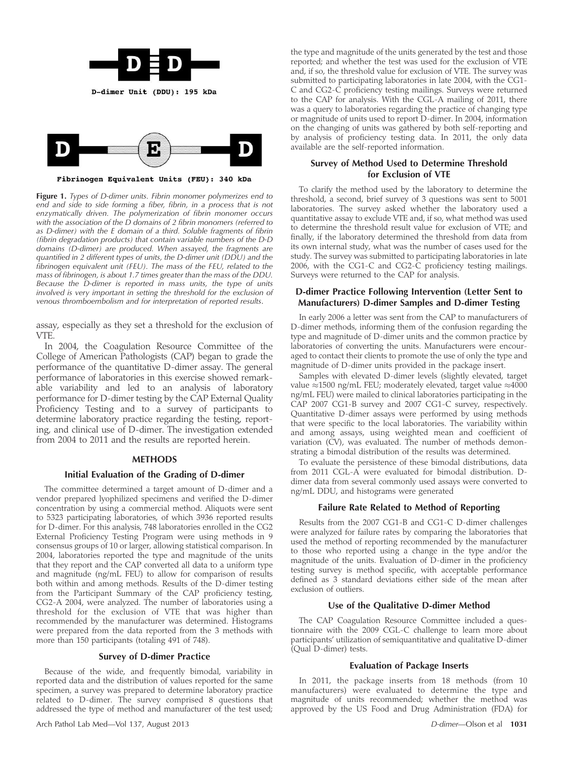D-dimer Unit (DDU): 195 kDa

Fibrinogen Equivalent Units (FEU): 340 kDa

**Figure 1.** *Types of D-dimer units. Fibrin monomer polymerizes end to end and side to side forming a fiber, fibrin, in a process that is not enzymatically driven. The polymerization of fibrin monomer occurs with the association of the D domains of 2 fibrin monomers (referred to as D-dimer) with the E domain of a third. Soluble fragments of fibrin (fibrin degradation products) that contain variable numbers of the D-D domains (D-dimer) are produced. When assayed, the fragments are quantified in 2 different types of units, the D-dimer unit (DDU) and the fibrinogen equivalent unit (FEU). The mass of the FEU, related to the mass of fibrinogen, is about 1.7 times greater than the mass of the DDU. Because the D-dimer is reported in mass units, the type of units involved is very important in setting the threshold for the exclusion of venous thromboembolism and for interpretation of reported results.*

assay, especially as they set a threshold for the exclusion of VTE.

In 2004, the Coagulation Resource Committee of the College of American Pathologists (CAP) began to grade the performance of the quantitative D-dimer assay. The general performance of laboratories in this exercise showed remarkable variability and led to an analysis of laboratory performance for D-dimer testing by the CAP External Quality Proficiency Testing and to a survey of participants to determine laboratory practice regarding the testing, reporting, and clinical use of D-dimer. The investigation extended from 2004 to 2011 and the results are reported herein.

## METHODS

### Initial Evaluation of the Grading of D-dimer

The committee determined a target amount of D-dimer and a vendor prepared lyophilized specimens and verified the D-dimer concentration by using a commercial method. Aliquots were sent to 5323 participating laboratories, of which 3936 reported results for D-dimer. For this analysis, 748 laboratories enrolled in the CG2 External Proficiency Testing Program were using methods in 9 consensus groups of 10 or larger, allowing statistical comparison. In 2004, laboratories reported the type and magnitude of the units that they report and the CAP converted all data to a uniform type and magnitude (ng/mL FEU) to allow for comparison of results both within and among methods. Results of the D-dimer testing from the Participant Summary of the CAP proficiency testing, CG2-A 2004, were analyzed. The number of laboratories using a threshold for the exclusion of VTE that was higher than recommended by the manufacturer was determined. Histograms were prepared from the data reported from the 3 methods with more than 150 participants (totaling 491 of 748).

### Survey of D-dimer Practice

Because of the wide, and frequently bimodal, variability in reported data and the distribution of values reported for the same specimen, a survey was prepared to determine laboratory practice related to D-dimer. The survey comprised 8 questions that addressed the type of method and manufacturer of the test used; the type and magnitude of the units generated by the test and those reported; and whether the test was used for the exclusion of VTE and, if so, the threshold value for exclusion of VTE. The survey was submitted to participating laboratories in late 2004, with the CG1-C and CG2-C proficiency testing mailings. Surveys were returned to the CAP for analysis. With the CGL-A mailing of 2011, there was a query to laboratories regarding the practice of changing type or magnitude of units used to report D-dimer. In 2004, information on the changing of units was gathered by both self-reporting and by analysis of proficiency testing data. In 2011, the only data available are the self-reported information.

### Survey of Method Used to Determine Threshold for Exclusion of VTE

To clarify the method used by the laboratory to determine the threshold, a second, brief survey of 3 questions was sent to 5001 laboratories. The survey asked whether the laboratory used a quantitative assay to exclude VTE and, if so, what method was used to determine the threshold result value for exclusion of VTE; and finally, if the laboratory determined the threshold from data from its own internal study, what was the number of cases used for the study. The survey was submitted to participating laboratories in late 2006, with the CG1-C and CG2-C proficiency testing mailings. Surveys were returned to the CAP for analysis.

### D-dimer Practice Following Intervention (Letter Sent to Manufacturers) D-dimer Samples and D-dimer Testing

In early 2006 a letter was sent from the CAP to manufacturers of D-dimer methods, informing them of the confusion regarding the type and magnitude of D-dimer units and the common practice by laboratories of converting the units. Manufacturers were encouraged to contact their clients to promote the use of only the type and magnitude of D-dimer units provided in the package insert.

Samples with elevated D-dimer levels (slightly elevated, target value ≈1500 ng/mL FEU; moderately elevated, target value ≈4000 ng/mL FEU) were mailed to clinical laboratories participating in the CAP 2007 CG1-B survey and 2007 CG1-C survey, respectively. Quantitative D-dimer assays were performed by using methods that were specific to the local laboratories. The variability within and among assays, using weighted mean and coefficient of variation (CV), was evaluated. The number of methods demonstrating a bimodal distribution of the results was determined.

To evaluate the persistence of these bimodal distributions, data from 2011 CGL-A were evaluated for bimodal distribution. D-dimer data from several commonly used assays were converted to ng/mL DDU, and histograms were generated

### Failure Rate Related to Method of Reporting

Results from the 2007 CG1-B and CG1-C D-dimer challenges were analyzed for failure rates by comparing the laboratories that used the method of reporting recommended by the manufacturer to those who reported using a change in the type and/or the magnitude of the units. Evaluation of D-dimer in the proficiency testing survey is method specific, with acceptable performance defined as 3 standard deviations either side of the mean after exclusion of outliers.

### Use of the Qualitative D-dimer Method

The CAP Coagulation Resource Committee included a questionnaire with the 2009 CGL-C challenge to learn more about participants' utilization of semiquantitative and qualitative D-dimer (Qual D-dimer) tests.

### Evaluation of Package Inserts

In 2011, the package inserts from 18 methods (from 10 manufacturers) were evaluated to determine the type and magnitude of units recommended; whether the method was approved by the US Food and Drug Administration (FDA) for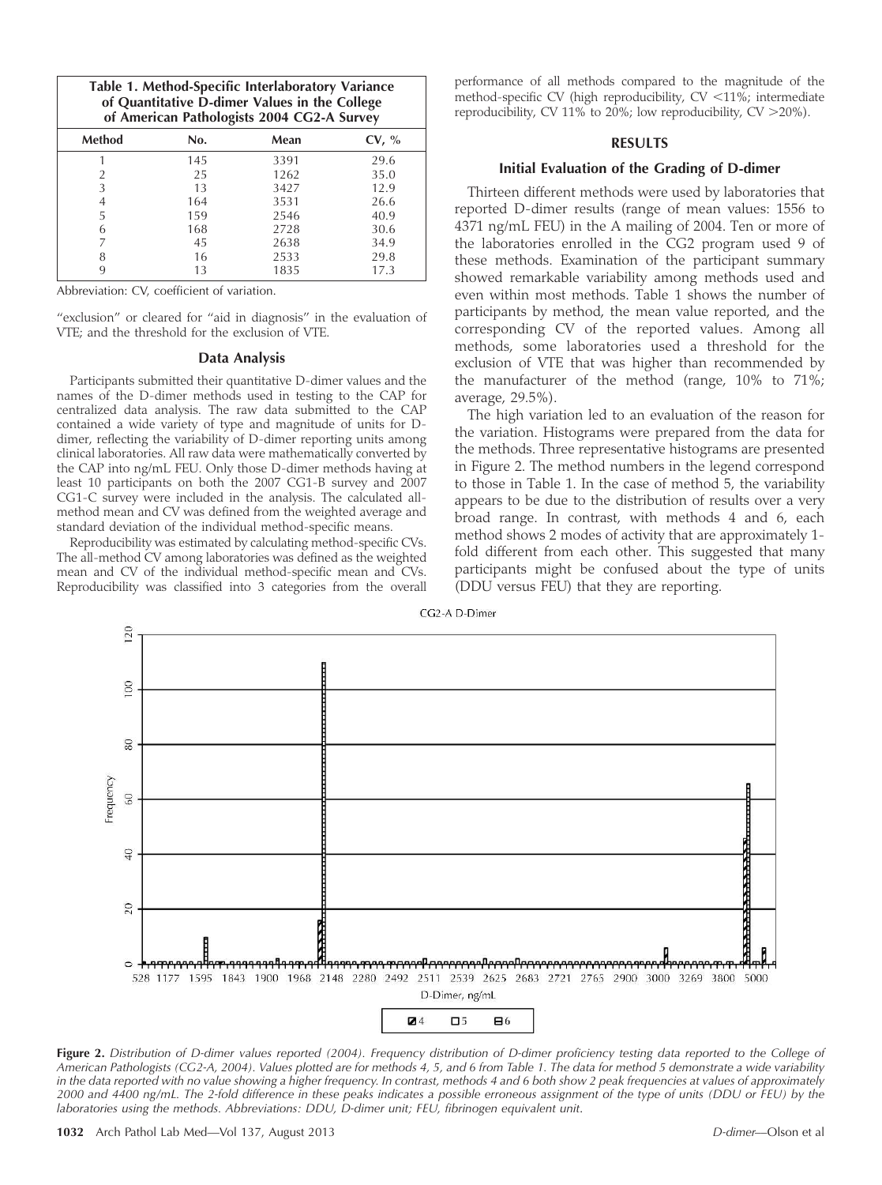**Table 1. Method-Specific Interlaboratory Variance of Quantitative D-dimer Values in the College of American Pathologists 2004 CG2-A Survey**

| Method | No. | Mean | CV, % |
|---|---|---|---|
| 1 | 145 | 3391 | 29.6 |
| 2 | 25 | 1262 | 35.0 |
| 3 | 13 | 3427 | 12.9 |
| 4 | 164 | 3531 | 26.6 |
| 5 | 159 | 2546 | 40.9 |
| 6 | 168 | 2728 | 30.6 |
| 7 | 45 | 2638 | 34.9 |
| 8 | 16 | 2533 | 29.8 |
| 9 | 13 | 1835 | 17.3 |

Abbreviation: CV, coefficient of variation.

"exclusion" or cleared for "aid in diagnosis" in the evaluation of VTE; and the threshold for the exclusion of VTE.

### Data Analysis

Participants submitted their quantitative D-dimer values and the names of the D-dimer methods used in testing to the CAP for centralized data analysis. The raw data submitted to the CAP contained a wide variety of type and magnitude of units for D-dimer, reflecting the variability of D-dimer reporting units among clinical laboratories. All raw data were mathematically converted by the CAP into ng/mL FEU. Only those D-dimer methods having at least 10 participants on both the 2007 CG1-B survey and 2007 CG1-C survey were included in the analysis. The calculated all-method mean and CV was defined from the weighted average and standard deviation of the individual method-specific means.

Reproducibility was estimated by calculating method-specific CVs. The all-method CV among laboratories was defined as the weighted mean and CV of the individual method-specific mean and CVs. Reproducibility was classified into 3 categories from the overall performance of all methods compared to the magnitude of the method-specific CV (high reproducibility, CV <11%; intermediate reproducibility, CV 11% to 20%; low reproducibility, CV >20%).

## RESULTS

### Initial Evaluation of the Grading of D-dimer

Thirteen different methods were used by laboratories that reported D-dimer results (range of mean values: 1556 to 4371 ng/mL FEU) in the A mailing of 2004. Ten or more of the laboratories enrolled in the CG2 program used 9 of these methods. Examination of the participant summary showed remarkable variability among methods used and even within most methods. Table 1 shows the number of participants by method, the mean value reported, and the corresponding CV of the reported values. Among all methods, some laboratories used a threshold for the exclusion of VTE that was higher than recommended by the manufacturer of the method (range, 10% to 71%; average, 29.5%).

The high variation led to an evaluation of the reason for the variation. Histograms were prepared from the data for the methods. Three representative histograms are presented in Figure 2. The method numbers in the legend correspond to those in Table 1. In the case of method 5, the variability appears to be due to the distribution of results over a very broad range. In contrast, with methods 4 and 6, each method shows 2 modes of activity that are approximately 1-fold different from each other. This suggested that many participants might be confused about the type of units (DDU versus FEU) that they are reporting.

**Figure 2.** *Distribution of D-dimer values reported (2004). Frequency distribution of D-dimer proficiency testing data reported to the College of American Pathologists (CG2-A, 2004). Values plotted are for methods 4, 5, and 6 from Table 1. The data for method 5 demonstrate a wide variability in the data reported with no value showing a higher frequency. In contrast, methods 4 and 6 both show 2 peak frequencies at values of approximately 2000 and 4400 ng/mL. The 2-fold difference in these peaks indicates a possible erroneous assignment of the type of units (DDU or FEU) by the laboratories using the methods. Abbreviations: DDU, D-dimer unit; FEU, fibrinogen equivalent unit.*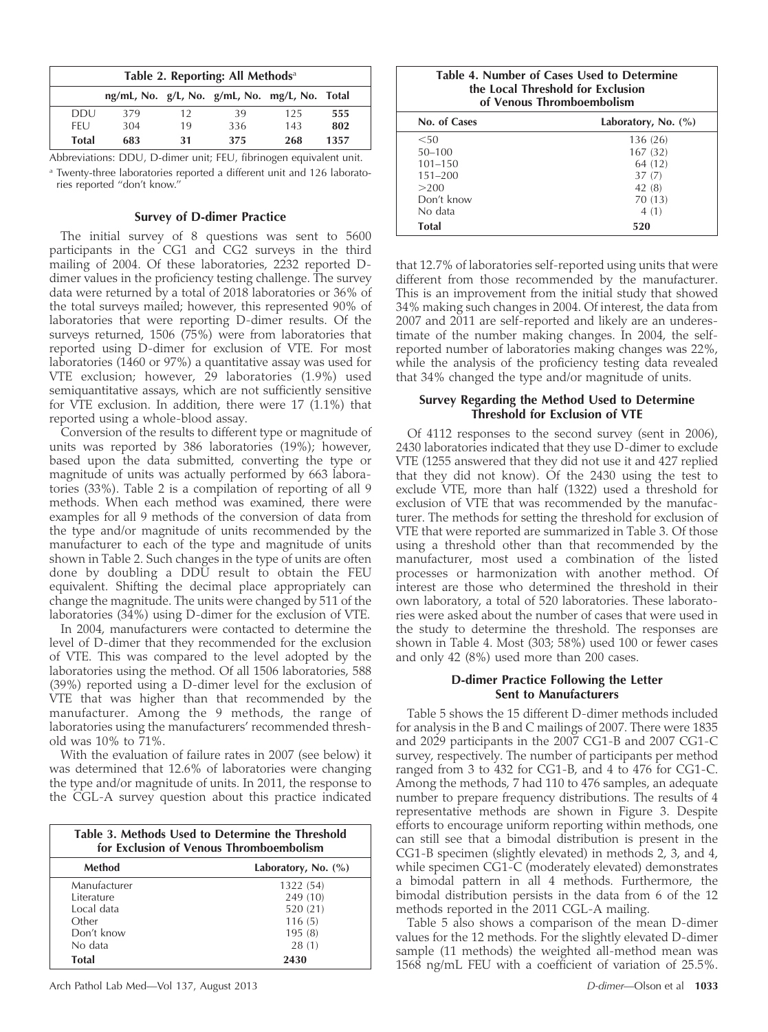| Table 2. Reporting: All Methods[a] | | | | | |
|---|---|---|---|---|---|
| | ng/mL, No. | g/L, No. | g/mL, No. | mg/L, No. | Total |
| DDU | 379 | 12 | 39 | 125 | 555 |
| FEU | 304 | 19 | 336 | 143 | 802 |
| Total | 683 | 31 | 375 | 268 | 1357 |

Abbreviations: DDU, D-dimer unit; FEU, fibrinogen equivalent unit.

[a] Twenty-three laboratories reported a different unit and 126 laboratories reported "don't know."

### Survey of D-dimer Practice

The initial survey of 8 questions was sent to 5600 participants in the CG1 and CG2 surveys in the third mailing of 2004. Of these laboratories, 2232 reported D-dimer values in the proficiency testing challenge. The survey data were returned by a total of 2018 laboratories or 36% of the total surveys mailed; however, this represented 90% of laboratories that were reporting D-dimer results. Of the surveys returned, 1506 (75%) were from laboratories that reported using D-dimer for exclusion of VTE. For most laboratories (1460 or 97%) a quantitative assay was used for VTE exclusion; however, 29 laboratories (1.9%) used semiquantitative assays, which are not sufficiently sensitive for VTE exclusion. In addition, there were 17 (1.1%) that reported using a whole-blood assay.

Conversion of the results to different type or magnitude of units was reported by 386 laboratories (19%); however, based upon the data submitted, converting the type or magnitude of units was actually performed by 663 laboratories (33%). Table 2 is a compilation of reporting of all 9 methods. When each method was examined, there were examples for all 9 methods of the conversion of data from the type and/or magnitude of units recommended by the manufacturer to each of the type and magnitude of units shown in Table 2. Such changes in the type of units are often done by doubling a DDU result to obtain the FEU equivalent. Shifting the decimal place appropriately can change the magnitude. The units were changed by 511 of the laboratories (34%) using D-dimer for the exclusion of VTE.

In 2004, manufacturers were contacted to determine the level of D-dimer that they recommended for the exclusion of VTE. This was compared to the level adopted by the laboratories using the method. Of all 1506 laboratories, 588 (39%) reported using a D-dimer level for the exclusion of VTE that was higher than that recommended by the manufacturer. Among the 9 methods, the range of laboratories using the manufacturers' recommended threshold was 10% to 71%.

With the evaluation of failure rates in 2007 (see below) it was determined that 12.6% of laboratories were changing the type and/or magnitude of units. In 2011, the response to the CGL-A survey question about this practice indicated that 12.7% of laboratories self-reported using units that were different from those recommended by the manufacturer. This is an improvement from the initial study that showed 34% making such changes in 2004. Of interest, the data from 2007 and 2011 are self-reported and likely are an underestimate of the number making changes. In 2004, the self-reported number of laboratories making changes was 22%, while the analysis of the proficiency testing data revealed that 34% changed the type and/or magnitude of units.

| Table 3. Methods Used to Determine the Threshold for Exclusion of Venous Thromboembolism | |
|---|---|
| Method | Laboratory, No. (%) |
| Manufacturer | 1322 (54) |
| Literature | 249 (10) |
| Local data | 520 (21) |
| Other | 116 (5) |
| Don't know | 195 (8) |
| No data | 28 (1) |
| Total | 2430 |

| Table 4. Number of Cases Used to Determine the Local Threshold for Exclusion of Venous Thromboembolism | |
|---|---|
| No. of Cases | Laboratory, No. (%) |
| <50 | 136 (26) |
| 50–100 | 167 (32) |
| 101–150 | 64 (12) |
| 151–200 | 37 (7) |
| >200 | 42 (8) |
| Don't know | 70 (13) |
| No data | 4 (1) |
| Total | 520 |

### Survey Regarding the Method Used to Determine Threshold for Exclusion of VTE

Of 4112 responses to the second survey (sent in 2006), 2430 laboratories indicated that they use D-dimer to exclude VTE (1255 answered that they did not use it and 427 replied that they did not know). Of the 2430 using the test to exclude VTE, more than half (1322) used a threshold for exclusion of VTE that was recommended by the manufacturer. The methods for setting the threshold for exclusion of VTE that were reported are summarized in Table 3. Of those using a threshold other than that recommended by the manufacturer, most used a combination of the listed processes or harmonization with another method. Of interest are those who determined the threshold in their own laboratory, a total of 520 laboratories. These laboratories were asked about the number of cases that were used in the study to determine the threshold. The responses are shown in Table 4. Most (303; 58%) used 100 or fewer cases and only 42 (8%) used more than 200 cases.

### D-dimer Practice Following the Letter Sent to Manufacturers

Table 5 shows the 15 different D-dimer methods included for analysis in the B and C mailings of 2007. There were 1835 and 2029 participants in the 2007 CG1-B and 2007 CG1-C survey, respectively. The number of participants per method ranged from 3 to 432 for CG1-B, and 4 to 476 for CG1-C. Among the methods, 7 had 110 to 476 samples, an adequate number to prepare frequency distributions. The results of 4 representative methods are shown in Figure 3. Despite efforts to encourage uniform reporting within methods, one can still see that a bimodal distribution is present in the CG1-B specimen (slightly elevated) in methods 2, 3, and 4, while specimen CG1-C (moderately elevated) demonstrates a bimodal pattern in all 4 methods. Furthermore, the bimodal distribution persists in the data from 6 of the 12 methods reported in the 2011 CGL-A mailing.

Table 5 also shows a comparison of the mean D-dimer values for the 12 methods. For the slightly elevated D-dimer sample (11 methods) the weighted all-method mean was 1568 ng/mL FEU with a coefficient of variation of 25.5%.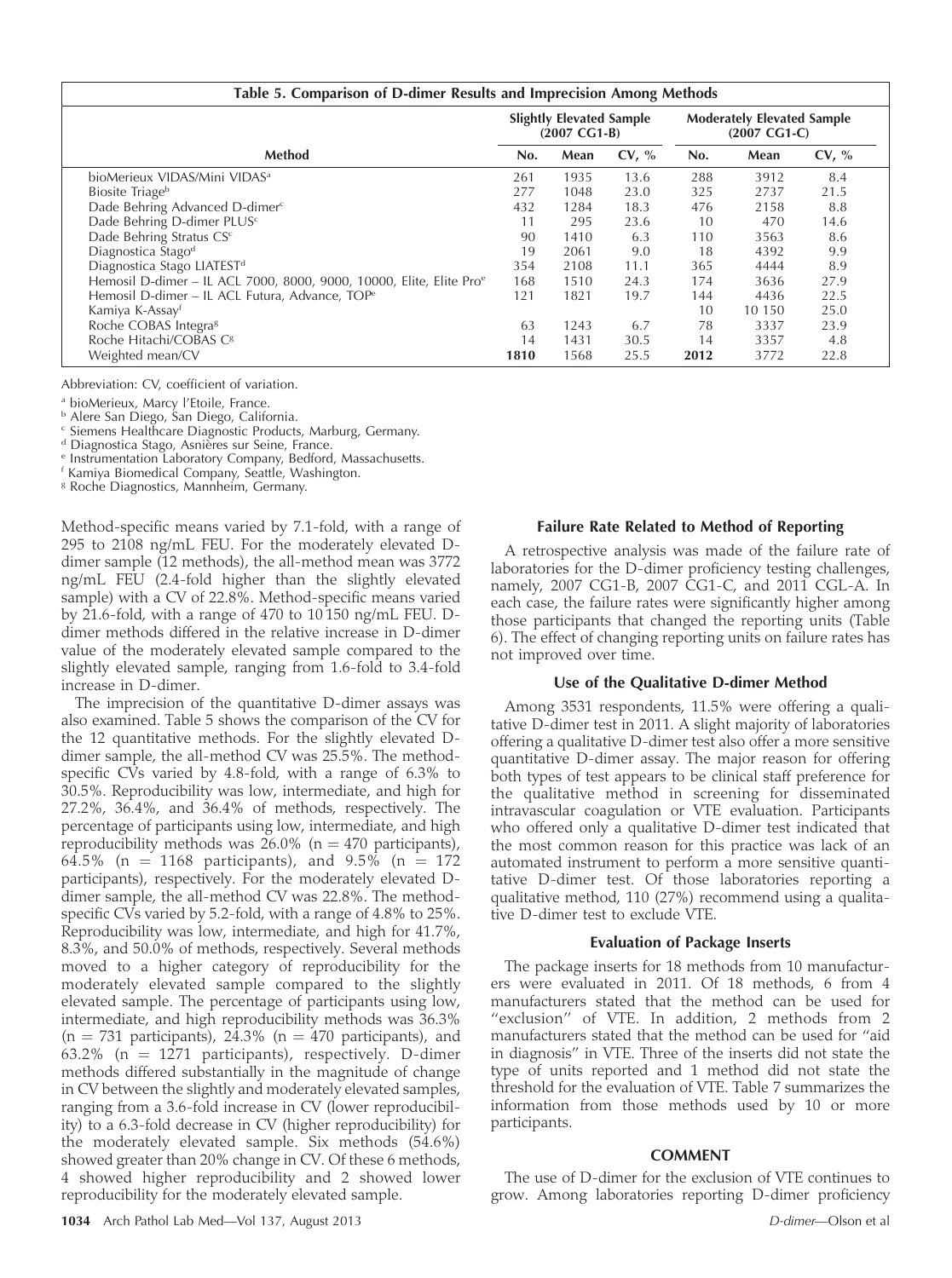**Table 5. Comparison of D-dimer Results and Imprecision Among Methods**

| Method | Slightly Elevated Sample (2007 CG1-B) | | | Moderately Elevated Sample (2007 CG1-C) | | |
|---|---|---|---|---|---|---|
| | No. | Mean | CV, % | No. | Mean | CV, % |
| bioMerieux VIDAS/Mini VIDAS[a] | 261 | 1935 | 13.6 | 288 | 3912 | 8.4 |
| Biosite Triage[b] | 277 | 1048 | 23.0 | 325 | 2737 | 21.5 |
| Dade Behring Advanced D-dimer[c] | 432 | 1284 | 18.3 | 476 | 2158 | 8.8 |
| Dade Behring D-dimer PLUS[c] | 11 | 295 | 23.6 | 10 | 470 | 14.6 |
| Dade Behring Stratus CS[c] | 90 | 1410 | 6.3 | 110 | 3563 | 8.6 |
| Diagnostica Stago[d] | 19 | 2061 | 9.0 | 18 | 4392 | 9.9 |
| Diagnostica Stago LIATEST[d] | 354 | 2108 | 11.1 | 365 | 4444 | 8.9 |
| Hemosil D-dimer – IL ACL 7000, 8000, 9000, 10000, Elite, Elite Pro[e] | 168 | 1510 | 24.3 | 174 | 3636 | 27.9 |
| Hemosil D-dimer – IL ACL Futura, Advance, TOP[e] | 121 | 1821 | 19.7 | 144 | 4436 | 22.5 |
| Kamiya K-Assay[f] | | | | 10 | 10 150 | 25.0 |
| Roche COBAS Integra[g] | 63 | 1243 | 6.7 | 78 | 3337 | 23.9 |
| Roche Hitachi/COBAS C[g] | 14 | 1431 | 30.5 | 14 | 3357 | 4.8 |
| Weighted mean/CV | **1810** | 1568 | 25.5 | **2012** | 3772 | 22.8 |

Abbreviation: CV, coefficient of variation.

[a] bioMerieux, Marcy l'Etoile, France.
[b] Alere San Diego, San Diego, California.
[c] Siemens Healthcare Diagnostic Products, Marburg, Germany.
[d] Diagnostica Stago, Asnières sur Seine, France.
[e] Instrumentation Laboratory Company, Bedford, Massachusetts.
[f] Kamiya Biomedical Company, Seattle, Washington.
[g] Roche Diagnostics, Mannheim, Germany.

Method-specific means varied by 7.1-fold, with a range of 295 to 2108 ng/mL FEU. For the moderately elevated D-dimer sample (12 methods), the all-method mean was 3772 ng/mL FEU (2.4-fold higher than the slightly elevated sample) with a CV of 22.8%. Method-specific means varied by 21.6-fold, with a range of 470 to 10 150 ng/mL FEU. D-dimer methods differed in the relative increase in D-dimer value of the moderately elevated sample compared to the slightly elevated sample, ranging from 1.6-fold to 3.4-fold increase in D-dimer.

The imprecision of the quantitative D-dimer assays was also examined. Table 5 shows the comparison of the CV for the 12 quantitative methods. For the slightly elevated D-dimer sample, the all-method CV was 25.5%. The method-specific CVs varied by 4.8-fold, with a range of 6.3% to 30.5%. Reproducibility was low, intermediate, and high for 27.2%, 36.4%, and 36.4% of methods, respectively. The percentage of participants using low, intermediate, and high reproducibility methods was 26.0% (n = 470 participants), 64.5% (n = 1168 participants), and 9.5% (n = 172 participants), respectively. For the moderately elevated D-dimer sample, the all-method CV was 22.8%. The method-specific CVs varied by 5.2-fold, with a range of 4.8% to 25%. Reproducibility was low, intermediate, and high for 41.7%, 8.3%, and 50.0% of methods, respectively. Several methods moved to a higher category of reproducibility for the moderately elevated sample compared to the slightly elevated sample. The percentage of participants using low, intermediate, and high reproducibility methods was 36.3% (n = 731 participants), 24.3% (n = 470 participants), and 63.2% (n = 1271 participants), respectively. D-dimer methods differed substantially in the magnitude of change in CV between the slightly and moderately elevated samples, ranging from a 3.6-fold increase in CV (lower reproducibility) to a 6.3-fold decrease in CV (higher reproducibility) for the moderately elevated sample. Six methods (54.6%) showed greater than 20% change in CV. Of these 6 methods, 4 showed higher reproducibility and 2 showed lower reproducibility for the moderately elevated sample.

### Failure Rate Related to Method of Reporting

A retrospective analysis was made of the failure rate of laboratories for the D-dimer proficiency testing challenges, namely, 2007 CG1-B, 2007 CG1-C, and 2011 CGL-A. In each case, the failure rates were significantly higher among those participants that changed the reporting units (Table 6). The effect of changing reporting units on failure rates has not improved over time.

### Use of the Qualitative D-dimer Method

Among 3531 respondents, 11.5% were offering a qualitative D-dimer test in 2011. A slight majority of laboratories offering a qualitative D-dimer test also offer a more sensitive quantitative D-dimer assay. The major reason for offering both types of test appears to be clinical staff preference for the qualitative method in screening for disseminated intravascular coagulation or VTE evaluation. Participants who offered only a qualitative D-dimer test indicated that the most common reason for this practice was lack of an automated instrument to perform a more sensitive quantitative D-dimer test. Of those laboratories reporting a qualitative method, 110 (27%) recommend using a qualitative D-dimer test to exclude VTE.

### Evaluation of Package Inserts

The package inserts for 18 methods from 10 manufacturers were evaluated in 2011. Of 18 methods, 6 from 4 manufacturers stated that the method can be used for "exclusion" of VTE. In addition, 2 methods from 2 manufacturers stated that the method can be used for "aid in diagnosis" in VTE. Three of the inserts did not state the type of units reported and 1 method did not state the threshold for the evaluation of VTE. Table 7 summarizes the information from those methods used by 10 or more participants.

## COMMENT

The use of D-dimer for the exclusion of VTE continues to grow. Among laboratories reporting D-dimer proficiency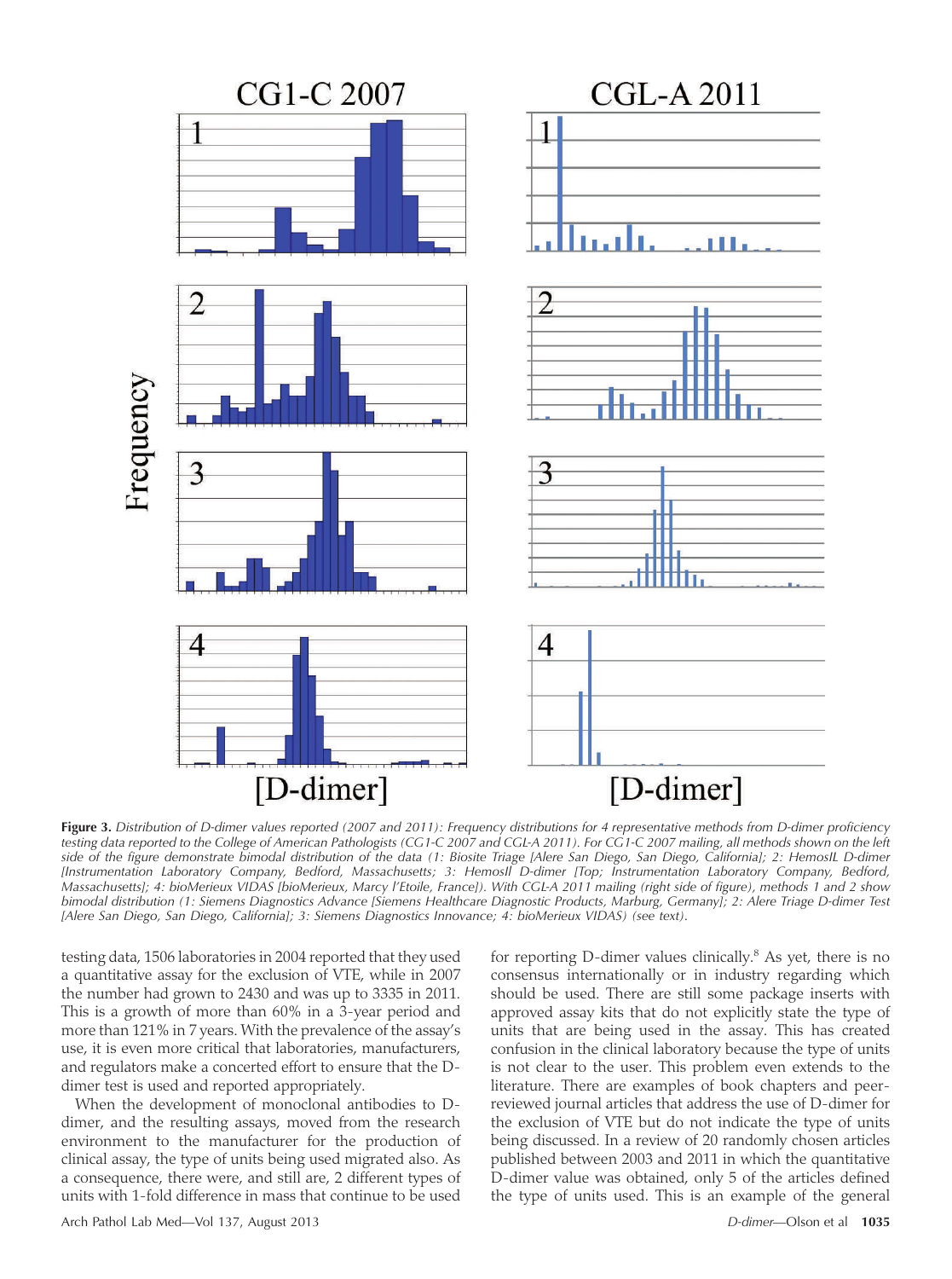**Figure 3.** *Distribution of D-dimer values reported (2007 and 2011): Frequency distributions for 4 representative methods from D-dimer proficiency testing data reported to the College of American Pathologists (CG1-C 2007 and CGL-A 2011). For CG1-C 2007 mailing, all methods shown on the left side of the figure demonstrate bimodal distribution of the data (1: Biosite Triage [Alere San Diego, San Diego, California]; 2: HemosIL D-dimer [Instrumentation Laboratory Company, Bedford, Massachusetts; 3: HemosIl D-dimer [Top; Instrumentation Laboratory Company, Bedford, Massachusetts]; 4: bioMerieux VIDAS [bioMerieux, Marcy l'Etoile, France]). With CGL-A 2011 mailing (right side of figure), methods 1 and 2 show bimodal distribution (1: Siemens Diagnostics Advance [Siemens Healthcare Diagnostic Products, Marburg, Germany]; 2: Alere Triage D-dimer Test [Alere San Diego, San Diego, California]; 3: Siemens Diagnostics Innovance; 4: bioMerieux VIDAS) (see text).*

testing data, 1506 laboratories in 2004 reported that they used a quantitative assay for the exclusion of VTE, while in 2007 the number had grown to 2430 and was up to 3335 in 2011. This is a growth of more than 60% in a 3-year period and more than 121% in 7 years. With the prevalence of the assay's use, it is even more critical that laboratories, manufacturers, and regulators make a concerted effort to ensure that the D-dimer test is used and reported appropriately.

When the development of monoclonal antibodies to D-dimer, and the resulting assays, moved from the research environment to the manufacturer for the production of clinical assay, the type of units being used migrated also. As a consequence, there were, and still are, 2 different types of units with 1-fold difference in mass that continue to be used for reporting D-dimer values clinically.[8] As yet, there is no consensus internationally or in industry regarding which should be used. There are still some package inserts with approved assay kits that do not explicitly state the type of units that are being used in the assay. This has created confusion in the clinical laboratory because the type of units is not clear to the user. This problem even extends to the literature. There are examples of book chapters and peer-reviewed journal articles that address the use of D-dimer for the exclusion of VTE but do not indicate the type of units being discussed. In a review of 20 randomly chosen articles published between 2003 and 2011 in which the quantitative D-dimer value was obtained, only 5 of the articles defined the type of units used. This is an example of the general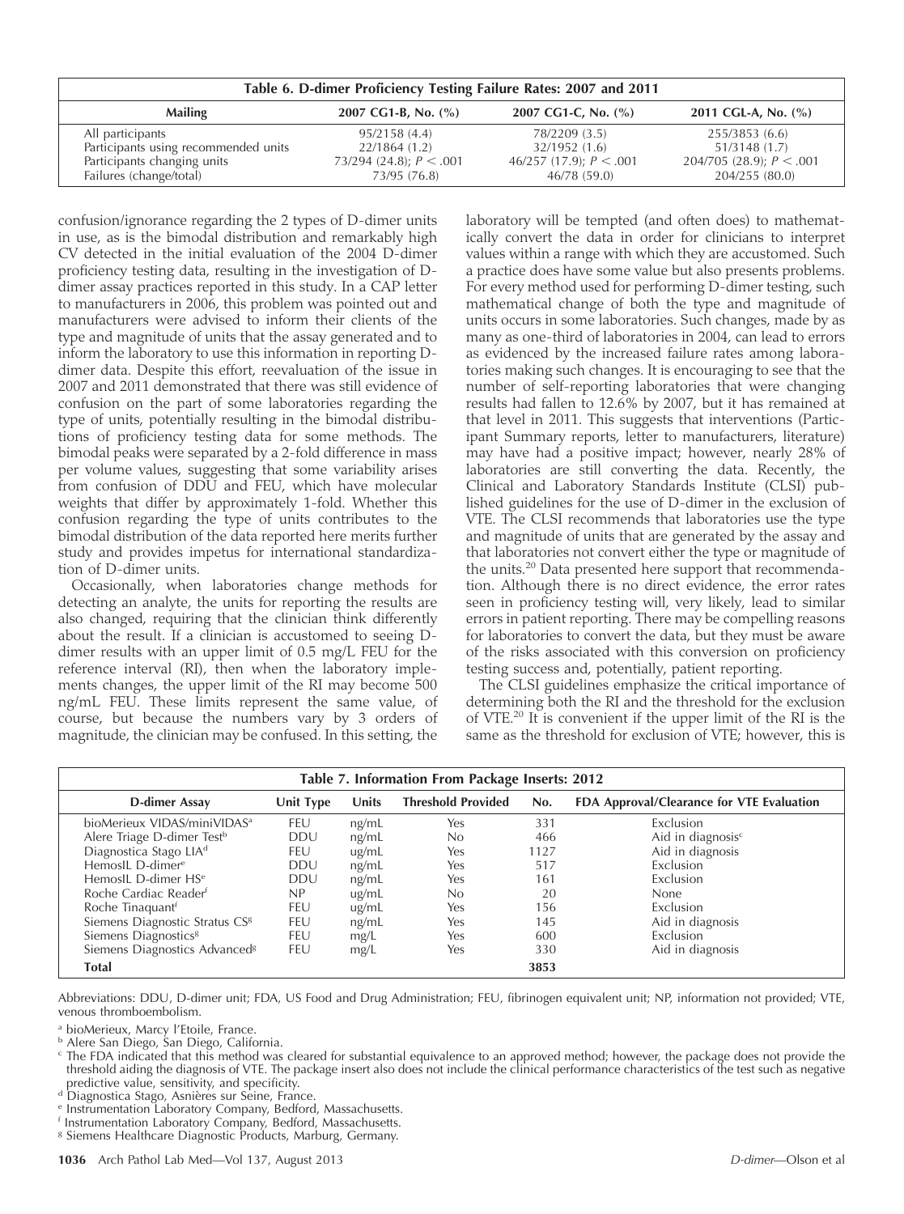**Table 6. D-dimer Proficiency Testing Failure Rates: 2007 and 2011**

| Mailing | 2007 CG1-B, No. (%) | 2007 CG1-C, No. (%) | 2011 CGL-A, No. (%) |
|---|---|---|---|
| All participants | 95/2158 (4.4) | 78/2209 (3.5) | 255/3853 (6.6) |
| Participants using recommended units | 22/1864 (1.2) | 32/1952 (1.6) | 51/3148 (1.7) |
| Participants changing units | 73/294 (24.8); $P < .001$ | 46/257 (17.9); $P < .001$ | 204/705 (28.9); $P < .001$ |
| Failures (change/total) | 73/95 (76.8) | 46/78 (59.0) | 204/255 (80.0) |

confusion/ignorance regarding the 2 types of D-dimer units in use, as is the bimodal distribution and remarkably high CV detected in the initial evaluation of the 2004 D-dimer proficiency testing data, resulting in the investigation of D-dimer assay practices reported in this study. In a CAP letter to manufacturers in 2006, this problem was pointed out and manufacturers were advised to inform their clients of the type and magnitude of units that the assay generated and to inform the laboratory to use this information in reporting D-dimer data. Despite this effort, reevaluation of the issue in 2007 and 2011 demonstrated that there was still evidence of confusion on the part of some laboratories regarding the type of units, potentially resulting in the bimodal distributions of proficiency testing data for some methods. The bimodal peaks were separated by a 2-fold difference in mass per volume values, suggesting that some variability arises from confusion of DDU and FEU, which have molecular weights that differ by approximately 1-fold. Whether this confusion regarding the type of units contributes to the bimodal distribution of the data reported here merits further study and provides impetus for international standardization of D-dimer units.

Occasionally, when laboratories change methods for detecting an analyte, the units for reporting the results are also changed, requiring that the clinician think differently about the result. If a clinician is accustomed to seeing D-dimer results with an upper limit of 0.5 mg/L FEU for the reference interval (RI), then when the laboratory implements changes, the upper limit of the RI may become 500 ng/mL FEU. These limits represent the same value, of course, but because the numbers vary by 3 orders of magnitude, the clinician may be confused. In this setting, the laboratory will be tempted (and often does) to mathematically convert the data in order for clinicians to interpret values within a range with which they are accustomed. Such a practice does have some value but also presents problems. For every method used for performing D-dimer testing, such mathematical change of both the type and magnitude of units occurs in some laboratories. Such changes, made by as many as one-third of laboratories in 2004, can lead to errors as evidenced by the increased failure rates among laboratories making such changes. It is encouraging to see that the number of self-reporting laboratories that were changing results had fallen to 12.6% by 2007, but it has remained at that level in 2011. This suggests that interventions (Participant Summary reports, letter to manufacturers, literature) may have had a positive impact; however, nearly 28% of laboratories are still converting the data. Recently, the Clinical and Laboratory Standards Institute (CLSI) published guidelines for the use of D-dimer in the exclusion of VTE. The CLSI recommends that laboratories use the type and magnitude of units that are generated by the assay and that laboratories not convert either the type or magnitude of the units.[20] Data presented here support that recommendation. Although there is no direct evidence, the error rates seen in proficiency testing will, very likely, lead to similar errors in patient reporting. There may be compelling reasons for laboratories to convert the data, but they must be aware of the risks associated with this conversion on proficiency testing success and, potentially, patient reporting.

The CLSI guidelines emphasize the critical importance of determining both the RI and the threshold for the exclusion of VTE.[20] It is convenient if the upper limit of the RI is the same as the threshold for exclusion of VTE; however, this is

**Table 7. Information From Package Inserts: 2012**

| D-dimer Assay | Unit Type | Units | Threshold Provided | No. | FDA Approval/Clearance for VTE Evaluation |
|---|---|---|---|---|---|
| bioMerieux VIDAS/miniVIDAS[a] | FEU | ng/mL | Yes | 331 | Exclusion |
| Alere Triage D-dimer Test[b] | DDU | ng/mL | No | 466 | Aid in diagnosis[c] |
| Diagnostica Stago LIA[d] | FEU | ug/mL | Yes | 1127 | Aid in diagnosis |
| HemosIL D-dimer[e] | DDU | ng/mL | Yes | 517 | Exclusion |
| HemosIL D-dimer HS[e] | DDU | ng/mL | Yes | 161 | Exclusion |
| Roche Cardiac Reader[f] | NP | ug/mL | No | 20 | None |
| Roche Tinaquant[f] | FEU | ug/mL | Yes | 156 | Exclusion |
| Siemens Diagnostic Stratus CS[g] | FEU | ng/mL | Yes | 145 | Aid in diagnosis |
| Siemens Diagnostics[g] | FEU | mg/L | Yes | 600 | Exclusion |
| Siemens Diagnostics Advanced[g] | FEU | mg/L | Yes | 330 | Aid in diagnosis |
| **Total** | | | | **3853** | |

Abbreviations: DDU, D-dimer unit; FDA, US Food and Drug Administration; FEU, fibrinogen equivalent unit; NP, information not provided; VTE, venous thromboembolism.

[a] bioMerieux, Marcy l'Etoile, France.
[b] Alere San Diego, San Diego, California.
[c] The FDA indicated that this method was cleared for substantial equivalence to an approved method; however, the package does not provide the threshold aiding the diagnosis of VTE. The package insert also does not include the clinical performance characteristics of the test such as negative predictive value, sensitivity, and specificity.
[d] Diagnostica Stago, Asnières sur Seine, France.
[e] Instrumentation Laboratory Company, Bedford, Massachusetts.
[f] Instrumentation Laboratory Company, Bedford, Massachusetts.
[g] Siemens Healthcare Diagnostic Products, Marburg, Germany.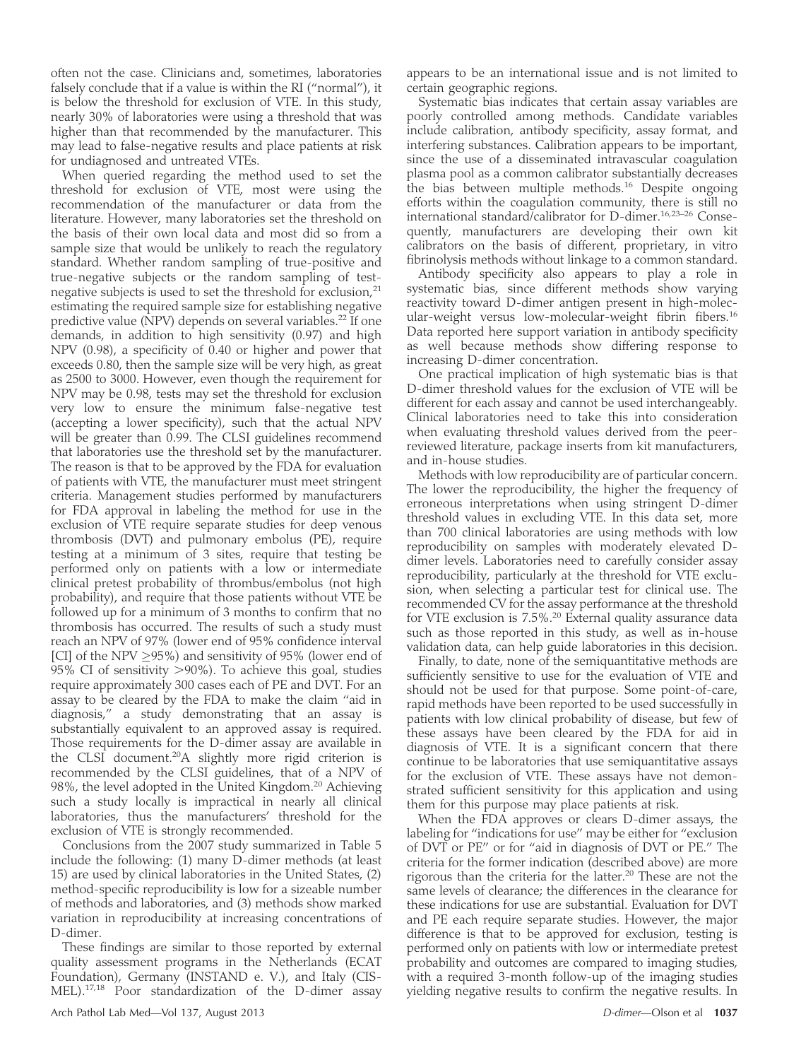often not the case. Clinicians and, sometimes, laboratories falsely conclude that if a value is within the RI ("normal"), it is below the threshold for exclusion of VTE. In this study, nearly 30% of laboratories were using a threshold that was higher than that recommended by the manufacturer. This may lead to false-negative results and place patients at risk for undiagnosed and untreated VTEs.

When queried regarding the method used to set the threshold for exclusion of VTE, most were using the recommendation of the manufacturer or data from the literature. However, many laboratories set the threshold on the basis of their own local data and most did so from a sample size that would be unlikely to reach the regulatory standard. Whether random sampling of true-positive and true-negative subjects or the random sampling of test-negative subjects is used to set the threshold for exclusion,[21] estimating the required sample size for establishing negative predictive value (NPV) depends on several variables.[22] If one demands, in addition to high sensitivity (0.97) and high NPV (0.98), a specificity of 0.40 or higher and power that exceeds 0.80, then the sample size will be very high, as great as 2500 to 3000. However, even though the requirement for NPV may be 0.98, tests may set the threshold for exclusion very low to ensure the minimum false-negative test (accepting a lower specificity), such that the actual NPV will be greater than 0.99. The CLSI guidelines recommend that laboratories use the threshold set by the manufacturer. The reason is that to be approved by the FDA for evaluation of patients with VTE, the manufacturer must meet stringent criteria. Management studies performed by manufacturers for FDA approval in labeling the method for use in the exclusion of VTE require separate studies for deep venous thrombosis (DVT) and pulmonary embolus (PE), require testing at a minimum of 3 sites, require that testing be performed only on patients with a low or intermediate clinical pretest probability of thrombus/embolus (not high probability), and require that those patients without VTE be followed up for a minimum of 3 months to confirm that no thrombosis has occurred. The results of such a study must reach an NPV of 97% (lower end of 95% confidence interval [CI] of the NPV ≥95%) and sensitivity of 95% (lower end of 95% CI of sensitivity >90%). To achieve this goal, studies require approximately 300 cases each of PE and DVT. For an assay to be cleared by the FDA to make the claim "aid in diagnosis," a study demonstrating that an assay is substantially equivalent to an approved assay is required. Those requirements for the D-dimer assay are available in the CLSI document.[20] A slightly more rigid criterion is recommended by the CLSI guidelines, that of a NPV of 98%, the level adopted in the United Kingdom.[20] Achieving such a study locally is impractical in nearly all clinical laboratories, thus the manufacturers' threshold for the exclusion of VTE is strongly recommended.

Conclusions from the 2007 study summarized in Table 5 include the following: (1) many D-dimer methods (at least 15) are used by clinical laboratories in the United States, (2) method-specific reproducibility is low for a sizeable number of methods and laboratories, and (3) methods show marked variation in reproducibility at increasing concentrations of D-dimer.

These findings are similar to those reported by external quality assessment programs in the Netherlands (ECAT Foundation), Germany (INSTAND e. V.), and Italy (CISMEL).[17,18] Poor standardization of the D-dimer assay appears to be an international issue and is not limited to certain geographic regions.

Systematic bias indicates that certain assay variables are poorly controlled among methods. Candidate variables include calibration, antibody specificity, assay format, and interfering substances. Calibration appears to be important, since the use of a disseminated intravascular coagulation plasma pool as a common calibrator substantially decreases the bias between multiple methods.[16] Despite ongoing efforts within the coagulation community, there is still no international standard/calibrator for D-dimer.[16,23–26] Consequently, manufacturers are developing their own kit calibrators on the basis of different, proprietary, in vitro fibrinolysis methods without linkage to a common standard.

Antibody specificity also appears to play a role in systematic bias, since different methods show varying reactivity toward D-dimer antigen present in high-molecular-weight versus low-molecular-weight fibrin fibers.[16] Data reported here support variation in antibody specificity as well because methods show differing response to increasing D-dimer concentration.

One practical implication of high systematic bias is that D-dimer threshold values for the exclusion of VTE will be different for each assay and cannot be used interchangeably. Clinical laboratories need to take this into consideration when evaluating threshold values derived from the peer-reviewed literature, package inserts from kit manufacturers, and in-house studies.

Methods with low reproducibility are of particular concern. The lower the reproducibility, the higher the frequency of erroneous interpretations when using stringent D-dimer threshold values in excluding VTE. In this data set, more than 700 clinical laboratories are using methods with low reproducibility on samples with moderately elevated D-dimer levels. Laboratories need to carefully consider assay reproducibility, particularly at the threshold for VTE exclusion, when selecting a particular test for clinical use. The recommended CV for the assay performance at the threshold for VTE exclusion is 7.5%.[20] External quality assurance data such as those reported in this study, as well as in-house validation data, can help guide laboratories in this decision.

Finally, to date, none of the semiquantitative methods are sufficiently sensitive to use for the evaluation of VTE and should not be used for that purpose. Some point-of-care, rapid methods have been reported to be used successfully in patients with low clinical probability of disease, but few of these assays have been cleared by the FDA for aid in diagnosis of VTE. It is a significant concern that there continue to be laboratories that use semiquantitative assays for the exclusion of VTE. These assays have not demonstrated sufficient sensitivity for this application and using them for this purpose may place patients at risk.

When the FDA approves or clears D-dimer assays, the labeling for "indications for use" may be either for "exclusion of DVT or PE" or for "aid in diagnosis of DVT or PE." The criteria for the former indication (described above) are more rigorous than the criteria for the latter.[20] These are not the same levels of clearance; the differences in the clearance for these indications for use are substantial. Evaluation for DVT and PE each require separate studies. However, the major difference is that to be approved for exclusion, testing is performed only on patients with low or intermediate pretest probability and outcomes are compared to imaging studies, with a required 3-month follow-up of the imaging studies yielding negative results to confirm the negative results. In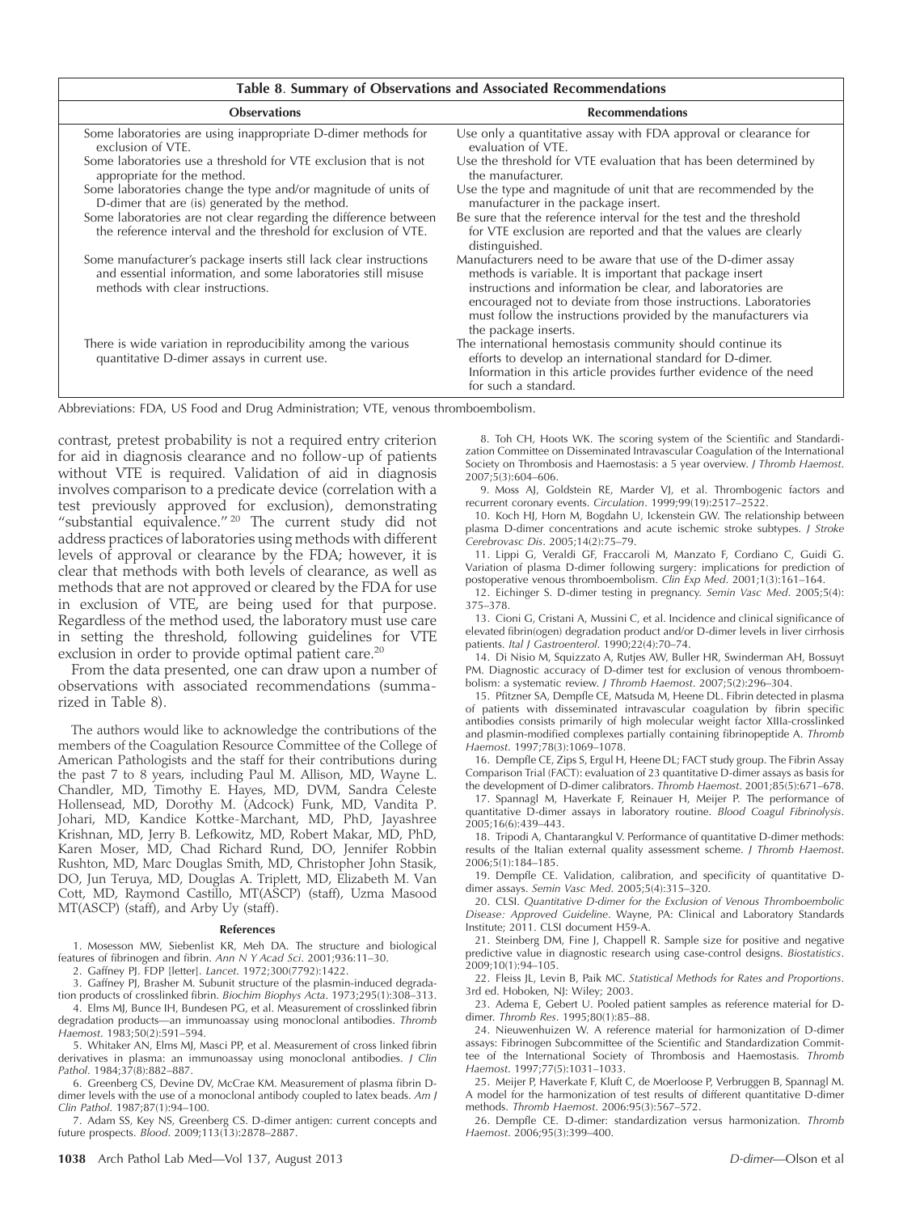**Table 8. Summary of Observations and Associated Recommendations**

| Observations | Recommendations |
|---|---|
| Some laboratories are using inappropriate D-dimer methods for exclusion of VTE. | Use only a quantitative assay with FDA approval or clearance for evaluation of VTE. |
| Some laboratories use a threshold for VTE exclusion that is not appropriate for the method. | Use the threshold for VTE evaluation that has been determined by the manufacturer. |
| Some laboratories change the type and/or magnitude of units of D-dimer that are (is) generated by the method. | Use the type and magnitude of unit that are recommended by the manufacturer in the package insert. |
| Some laboratories are not clear regarding the difference between the reference interval and the threshold for exclusion of VTE. | Be sure that the reference interval for the test and the threshold for VTE exclusion are reported and that the values are clearly distinguished. |
| Some manufacturer's package inserts still lack clear instructions and essential information, and some laboratories still misuse methods with clear instructions. | Manufacturers need to be aware that use of the D-dimer assay methods is variable. It is important that package insert instructions and information be clear, and laboratories are encouraged not to deviate from those instructions. Laboratories must follow the instructions provided by the manufacturers via the package inserts. |
| There is wide variation in reproducibility among the various quantitative D-dimer assays in current use. | The international hemostasis community should continue its efforts to develop an international standard for D-dimer. Information in this article provides further evidence of the need for such a standard. |

Abbreviations: FDA, US Food and Drug Administration; VTE, venous thromboembolism.

contrast, pretest probability is not a required entry criterion for aid in diagnosis clearance and no follow-up of patients without VTE is required. Validation of aid in diagnosis involves comparison to a predicate device (correlation with a test previously approved for exclusion), demonstrating "substantial equivalence."[20] The current study did not address practices of laboratories using methods with different levels of approval or clearance by the FDA; however, it is clear that methods with both levels of clearance, as well as methods that are not approved or cleared by the FDA for use in exclusion of VTE, are being used for that purpose. Regardless of the method used, the laboratory must use care in setting the threshold, following guidelines for VTE exclusion in order to provide optimal patient care.[20]

From the data presented, one can draw upon a number of observations with associated recommendations (summarized in Table 8).

The authors would like to acknowledge the contributions of the members of the Coagulation Resource Committee of the College of American Pathologists and the staff for their contributions during the past 7 to 8 years, including Paul M. Allison, MD, Wayne L. Chandler, MD, Timothy E. Hayes, MD, DVM, Sandra Celeste Hollensead, MD, Dorothy M. (Adcock) Funk, MD, Vandita P. Johari, MD, Kandice Kottke-Marchant, MD, PhD, Jayashree Krishnan, MD, Jerry B. Lefkowitz, MD, Robert Makar, MD, PhD, Karen Moser, MD, Chad Richard Rund, DO, Jennifer Robbin Rushton, MD, Marc Douglas Smith, MD, Christopher John Stasik, DO, Jun Teruya, MD, Douglas A. Triplett, MD, Elizabeth M. Van Cott, MD, Raymond Castillo, MT(ASCP) (staff), Uzma Masood MT(ASCP) (staff), and Arby Uy (staff).

## References

1. Mosesson MW, Siebenlist KR, Meh DA. The structure and biological features of fibrinogen and fibrin. *Ann N Y Acad Sci*. 2001;936:11–30.
2. Gaffney PJ. FDP [letter]. *Lancet*. 1972;300(7792):1422.
3. Gaffney PJ, Brasher M. Subunit structure of the plasmin-induced degradation products of crosslinked fibrin. *Biochim Biophys Acta*. 1973;295(1):308–313.
4. Elms MJ, Bunce IH, Bundesen PG, et al. Measurement of crosslinked fibrin degradation products—an immunoassay using monoclonal antibodies. *Thromb Haemost*. 1983;50(2):591–594.
5. Whitaker AN, Elms MJ, Masci PP, et al. Measurement of cross linked fibrin derivatives in plasma: an immunoassay using monoclonal antibodies. *J Clin Pathol*. 1984;37(8):882–887.
6. Greenberg CS, Devine DV, McCrae KM. Measurement of plasma fibrin D-dimer levels with the use of a monoclonal antibody coupled to latex beads. *Am J Clin Pathol*. 1987;87(1):94–100.
7. Adam SS, Key NS, Greenberg CS. D-dimer antigen: current concepts and future prospects. *Blood*. 2009;113(13):2878–2887.
8. Toh CH, Hoots WK. The scoring system of the Scientific and Standardization Committee on Disseminated Intravascular Coagulation of the International Society on Thrombosis and Haemostasis: a 5 year overview. *J Thromb Haemost*. 2007;5(3):604–606.
9. Moss AJ, Goldstein RE, Marder VJ, et al. Thrombogenic factors and recurrent coronary events. *Circulation*. 1999;99(19):2517–2522.
10. Koch HJ, Horn M, Bogdahn U, Ickenstein GW. The relationship between plasma D-dimer concentrations and acute ischemic stroke subtypes. *J Stroke Cerebrovasc Dis*. 2005;14(2):75–79.
11. Lippi G, Veraldi GF, Fraccaroli M, Manzato F, Cordiano C, Guidi G. Variation of plasma D-dimer following surgery: implications for prediction of postoperative venous thromboembolism. *Clin Exp Med*. 2001;1(3):161–164.
12. Eichinger S. D-dimer testing in pregnancy. *Semin Vasc Med*. 2005;5(4):375–378.
13. Cioni G, Cristani A, Mussini C, et al. Incidence and clinical significance of elevated fibrin(ogen) degradation product and/or D-dimer levels in liver cirrhosis patients. *Ital J Gastroenterol*. 1990;22(4):70–74.
14. Di Nisio M, Squizzato A, Rutjes AW, Buller HR, Swinderman AH, Bossuyt PM. Diagnostic accuracy of D-dimer test for exclusion of venous thromboembolism: a systematic review. *J Thromb Haemost*. 2007;5(2):296–304.
15. Pfitzner SA, Dempfle CE, Matsuda M, Heene DL. Fibrin detected in plasma of patients with disseminated intravascular coagulation by fibrin specific antibodies consists primarily of high molecular weight factor XIIIa-crosslinked and plasmin-modified complexes partially containing fibrinopeptide A. *Thromb Haemost*. 1997;78(3):1069–1078.
16. Dempfle CE, Zips S, Ergul H, Heene DL; FACT study group. The Fibrin Assay Comparison Trial (FACT): evaluation of 23 quantitative D-dimer assays as basis for the development of D-dimer calibrators. *Thromb Haemost*. 2001;85(5):671–678.
17. Spannagl M, Haverkate F, Reinauer H, Meijer P. The performance of quantitative D-dimer assays in laboratory routine. *Blood Coagul Fibrinolysis*. 2005;16(6):439–443.
18. Tripodi A, Chantarangkul V. Performance of quantitative D-dimer methods: results of the Italian external quality assessment scheme. *J Thromb Haemost*. 2006;5(1):184–185.
19. Dempfle CE. Validation, calibration, and specificity of quantitative D-dimer assays. *Semin Vasc Med*. 2005;5(4):315–320.
20. CLSI. *Quantitative D-dimer for the Exclusion of Venous Thromboembolic Disease: Approved Guideline*. Wayne, PA: Clinical and Laboratory Standards Institute; 2011. CLSI document H59-A.
21. Steinberg DM, Fine J, Chappell R. Sample size for positive and negative predictive value in diagnostic research using case-control designs. *Biostatistics*. 2009;10(1):94–105.
22. Fleiss JL, Levin B, Paik MC. *Statistical Methods for Rates and Proportions*. 3rd ed. Hoboken, NJ: Wiley; 2003.
23. Adema E, Gebert U. Pooled patient samples as reference material for D-dimer. *Thromb Res*. 1995;80(1):85–88.
24. Nieuwenhuizen W. A reference material for harmonization of D-dimer assays: Fibrinogen Subcommittee of the Scientific and Standardization Committee of the International Society of Thrombosis and Haemostasis. *Thromb Haemost*. 1997;77(5):1031–1033.
25. Meijer P, Haverkate F, Kluft C, de Moerloose P, Verbruggen B, Spannagl M. A model for the harmonization of test results of different quantitative D-dimer methods. *Thromb Haemost*. 2006:95(3):567–572.
26. Dempfle CE. D-dimer: standardization versus harmonization. *Thromb Haemost*. 2006;95(3):399–400.